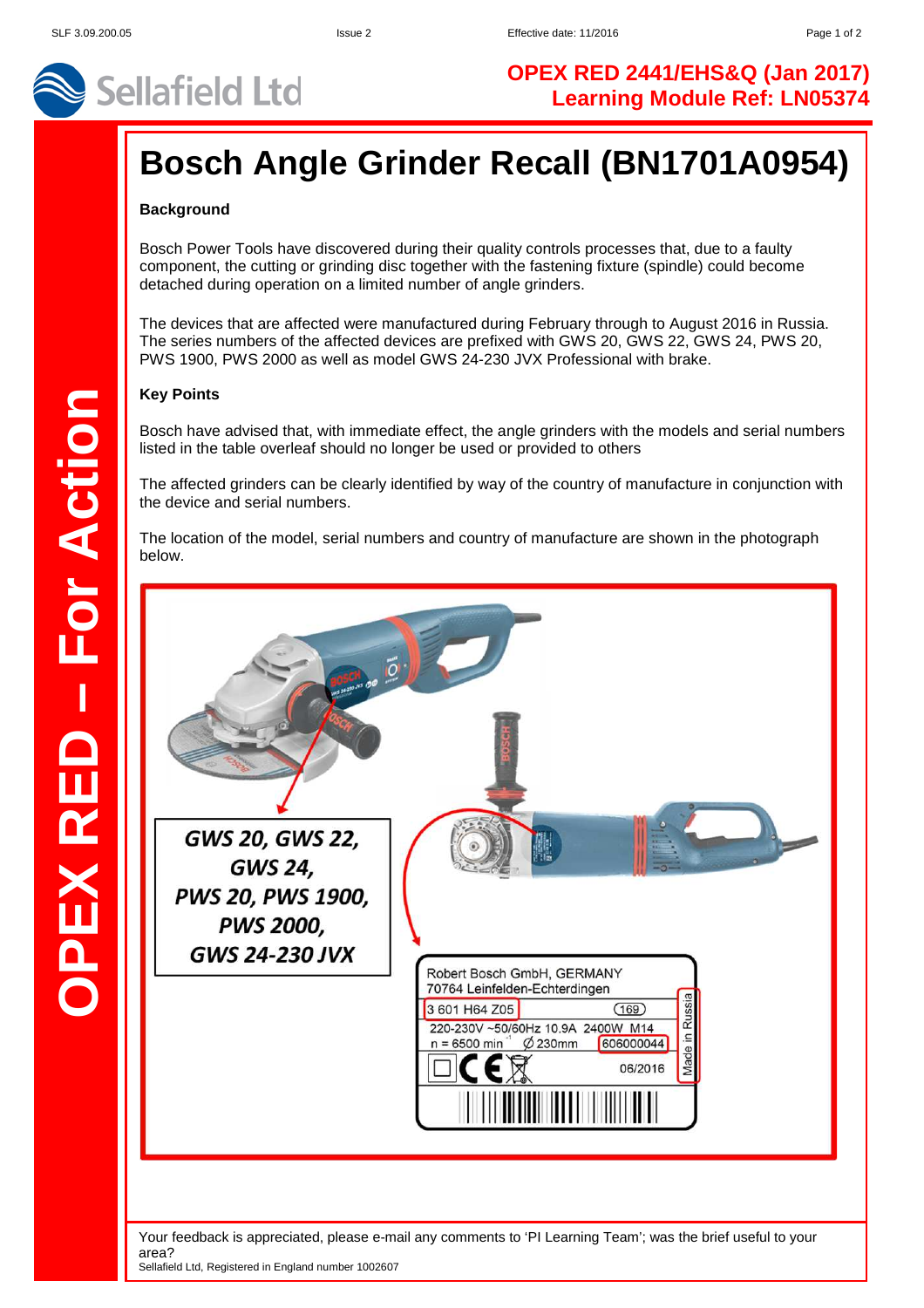OPEX RED 2441/EHS&Q (Jan 2017)
Learning Module Ref: LN05374

OPEX RED – For Action

# Bosch Angle Grinder Recall (BN1701A0954)

**Background**

Bosch Power Tools have discovered during their quality controls processes that, due to a faulty component, the cutting or grinding disc together with the fastening fixture (spindle) could become detached during operation on a limited number of angle grinders.

The devices that are affected were manufactured during February through to August 2016 in Russia. The series numbers of the affected devices are prefixed with GWS 20, GWS 22, GWS 24, PWS 20, PWS 1900, PWS 2000 as well as model GWS 24-230 JVX Professional with brake.

**Key Points**

Bosch have advised that, with immediate effect, the angle grinders with the models and serial numbers listed in the table overleaf should no longer be used or provided to others

The affected grinders can be clearly identified by way of the country of manufacture in conjunction with the device and serial numbers.

The location of the model, serial numbers and country of manufacture are shown in the photograph below.

*GWS 20, GWS 22, GWS 24, PWS 20, PWS 1900, PWS 2000, GWS 24-230 JVX*

Robert Bosch GmbH, GERMANY
70764 Leinfelden-Echterdingen
3 601 H64 Z05 (169)
220-230V ~50/60Hz 10.9A 2400W M14
n = 6500 min⁻¹ Ø 230mm 606000044
06/2016
Made in Russia

Your feedback is appreciated, please e-mail any comments to 'PI Learning Team'; was the brief useful to your area?

Sellafield Ltd, Registered in England number 1002607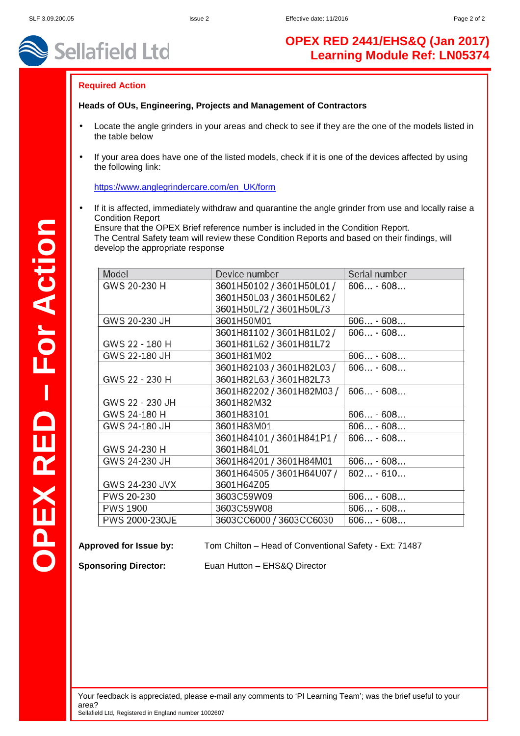# OPEX RED 2441/EHS&Q (Jan 2017)
# Learning Module Ref: LN05374

**OPEX RED – For Action**

## Required Action

**Heads of OUs, Engineering, Projects and Management of Contractors**

- Locate the angle grinders in your areas and check to see if they are the one of the models listed in the table below
- If your area does have one of the listed models, check if it is one of the devices affected by using the following link:

  https://www.anglegrindercare.com/en_UK/form

- If it is affected, immediately withdraw and quarantine the angle grinder from use and locally raise a Condition Report
  Ensure that the OPEX Brief reference number is included in the Condition Report.
  The Central Safety team will review these Condition Reports and based on their findings, will develop the appropriate response

| Model | Device number | Serial number |
|---|---|---|
| GWS 20-230 H | 3601H50102 / 3601H50L01 / 3601H50L03 / 3601H50L62 / 3601H50L72 / 3601H50L73 | 606… - 608… |
| GWS 20-230 JH | 3601H50M01 | 606… - 608… |
| GWS 22 - 180 H | 3601H81102 / 3601H81L02 / 3601H81L62 / 3601H81L72 | 606… - 608… |
| GWS 22-180 JH | 3601H81M02 | 606… - 608… |
| GWS 22 - 230 H | 3601H82103 / 3601H82L03 / 3601H82L63 / 3601H82L73 | 606… - 608… |
| GWS 22 - 230 JH | 3601H82202 / 3601H82M03 / 3601H82M32 | 606… - 608… |
| GWS 24-180 H | 3601H83101 | 606… - 608… |
| GWS 24-180 JH | 3601H83M01 | 606… - 608… |
| GWS 24-230 H | 3601H84101 / 3601H841P1 / 3601H84L01 | 606… - 608… |
| GWS 24-230 JH | 3601H84201 / 3601H84M01 | 606… - 608… |
| GWS 24-230 JVX | 3601H64505 / 3601H64U07 / 3601H64Z05 | 602… - 610… |
| PWS 20-230 | 3603C59W09 | 606… - 608… |
| PWS 1900 | 3603C59W08 | 606… - 608… |
| PWS 2000-230JE | 3603CC6000 / 3603CC6030 | 606… - 608… |

**Approved for Issue by:** Tom Chilton – Head of Conventional Safety - Ext: 71487

**Sponsoring Director:** Euan Hutton – EHS&Q Director

Your feedback is appreciated, please e-mail any comments to 'PI Learning Team'; was the brief useful to your area?

Sellafield Ltd, Registered in England number 1002607